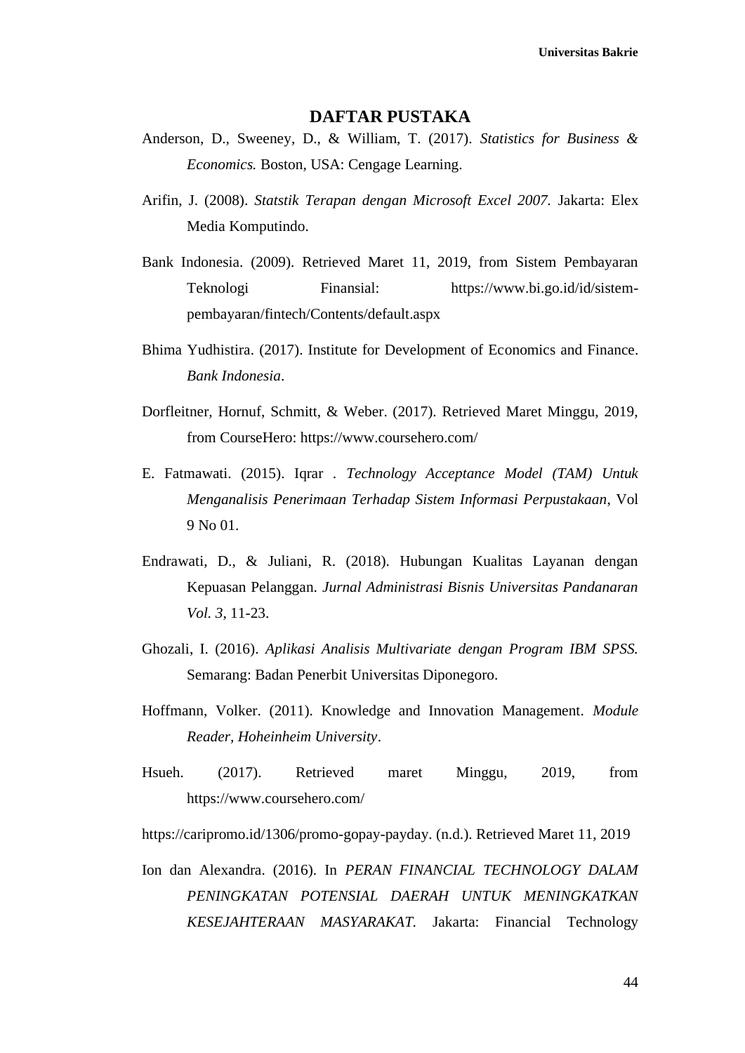# DAFTAR PUSTAKA

Anderson, D., Sweeney, D., & William, T. (2017). *Statistics for Business & Economics.* Boston, USA: Cengage Learning.

Arifin, J. (2008). *Statstik Terapan dengan Microsoft Excel 2007.* Jakarta: Elex Media Komputindo.

Bank Indonesia. (2009). Retrieved Maret 11, 2019, from Sistem Pembayaran Teknologi Finansial: https://www.bi.go.id/id/sistem-pembayaran/fintech/Contents/default.aspx

Bhima Yudhistira. (2017). Institute for Development of Economics and Finance. *Bank Indonesia*.

Dorfleitner, Hornuf, Schmitt, & Weber. (2017). Retrieved Maret Minggu, 2019, from CourseHero: https://www.coursehero.com/

E. Fatmawati. (2015). Iqrar . *Technology Acceptance Model (TAM) Untuk Menganalisis Penerimaan Terhadap Sistem Informasi Perpustakaan*, Vol 9 No 01.

Endrawati, D., & Juliani, R. (2018). Hubungan Kualitas Layanan dengan Kepuasan Pelanggan. *Jurnal Administrasi Bisnis Universitas Pandanaran Vol. 3*, 11-23.

Ghozali, I. (2016). *Aplikasi Analisis Multivariate dengan Program IBM SPSS.* Semarang: Badan Penerbit Universitas Diponegoro.

Hoffmann, Volker. (2011). Knowledge and Innovation Management. *Module Reader*, *Hoheinheim University*.

Hsueh. (2017). Retrieved maret Minggu, 2019, from https://www.coursehero.com/

https://caripromo.id/1306/promo-gopay-payday. (n.d.). Retrieved Maret 11, 2019

Ion dan Alexandra. (2016). In *PERAN FINANCIAL TECHNOLOGY DALAM PENINGKATAN POTENSIAL DAERAH UNTUK MENINGKATKAN KESEJAHTERAAN MASYARAKAT.* Jakarta: Financial Technology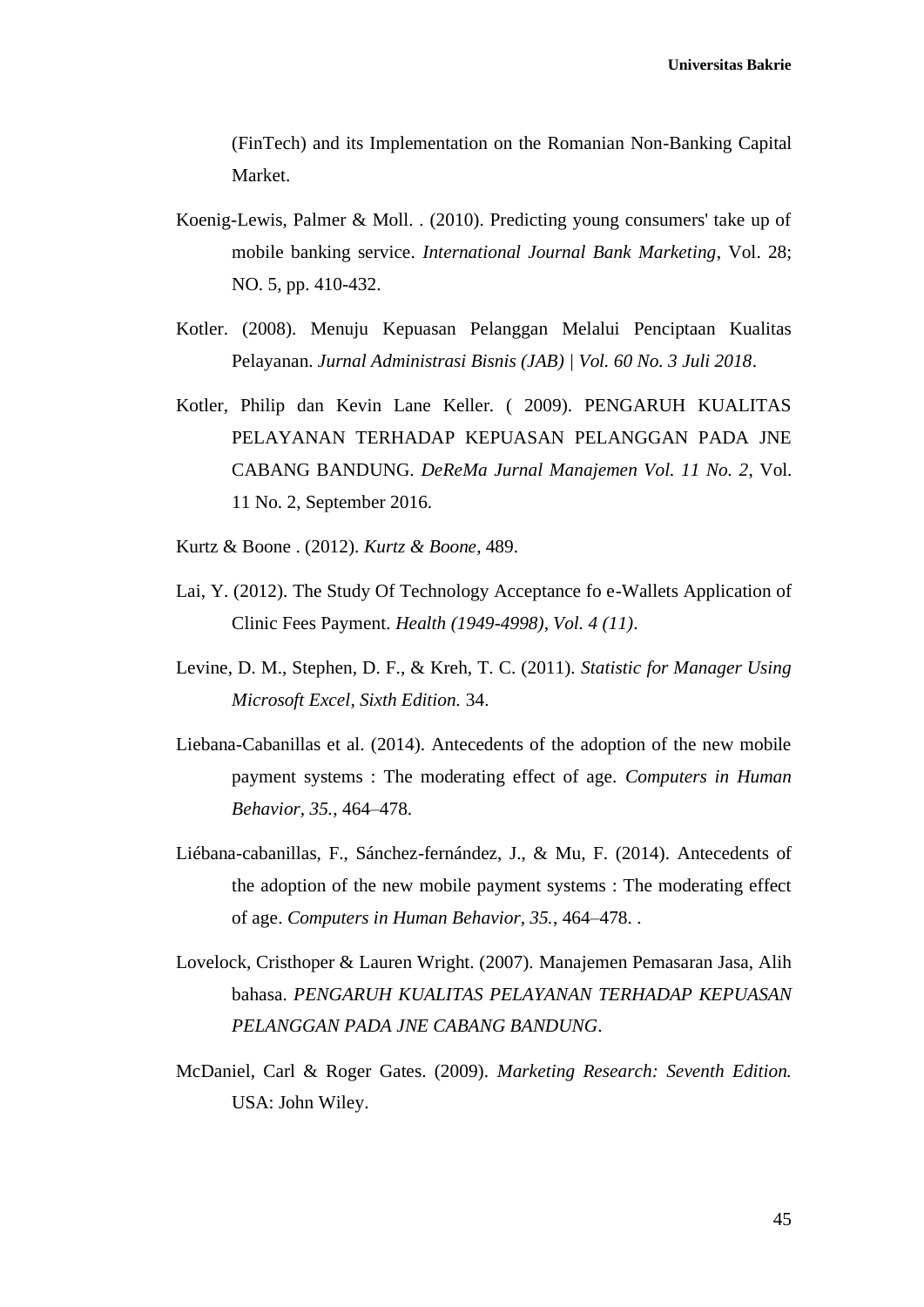(FinTech) and its Implementation on the Romanian Non-Banking Capital Market.

Koenig-Lewis, Palmer & Moll. . (2010). Predicting young consumers' take up of mobile banking service. *International Journal Bank Marketing*, Vol. 28; NO. 5, pp. 410-432.

Kotler. (2008). Menuju Kepuasan Pelanggan Melalui Penciptaan Kualitas Pelayanan. *Jurnal Administrasi Bisnis (JAB) | Vol. 60 No. 3 Juli 2018*.

Kotler, Philip dan Kevin Lane Keller. ( 2009). PENGARUH KUALITAS PELAYANAN TERHADAP KEPUASAN PELANGGAN PADA JNE CABANG BANDUNG. *DeReMa Jurnal Manajemen Vol. 11 No. 2*, Vol. 11 No. 2, September 2016.

Kurtz & Boone . (2012). *Kurtz & Boone*, 489.

Lai, Y. (2012). The Study Of Technology Acceptance fo e-Wallets Application of Clinic Fees Payment. *Health (1949-4998), Vol. 4 (11)*.

Levine, D. M., Stephen, D. F., & Kreh, T. C. (2011). *Statistic for Manager Using Microsoft Excel, Sixth Edition.* 34.

Liebana-Cabanillas et al. (2014). Antecedents of the adoption of the new mobile payment systems : The moderating effect of age. *Computers in Human Behavior, 35.*, 464–478.

Liébana-cabanillas, F., Sánchez-fernández, J., & Mu, F. (2014). Antecedents of the adoption of the new mobile payment systems : The moderating effect of age. *Computers in Human Behavior, 35.*, 464–478. .

Lovelock, Cristhoper & Lauren Wright. (2007). Manajemen Pemasaran Jasa, Alih bahasa. *PENGARUH KUALITAS PELAYANAN TERHADAP KEPUASAN PELANGGAN PADA JNE CABANG BANDUNG*.

McDaniel, Carl & Roger Gates. (2009). *Marketing Research: Seventh Edition.* USA: John Wiley.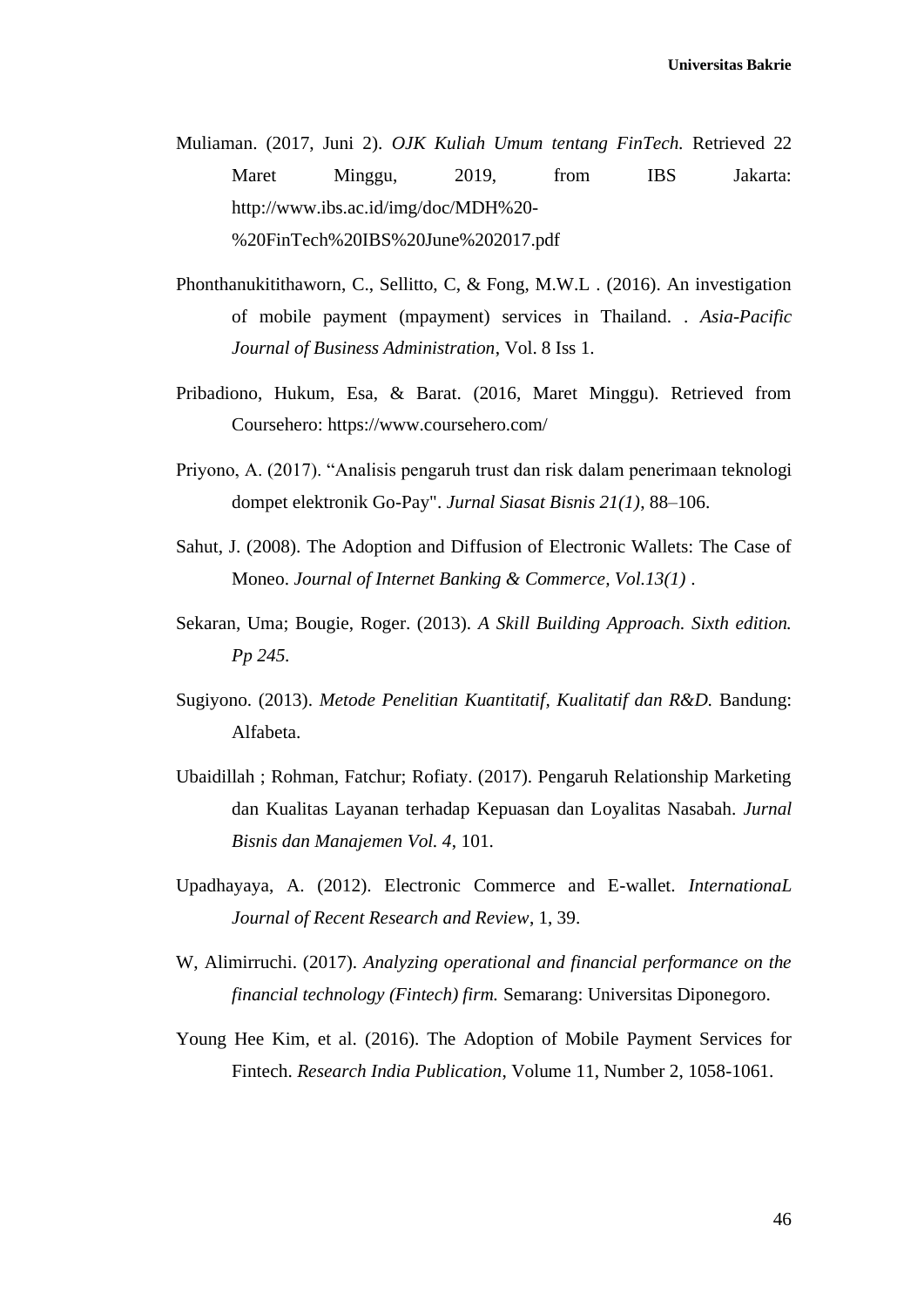Muliaman. (2017, Juni 2). *OJK Kuliah Umum tentang FinTech.* Retrieved 22 Maret Minggu, 2019, from IBS Jakarta: http://www.ibs.ac.id/img/doc/MDH%20-%20FinTech%20IBS%20June%202017.pdf

Phonthanukitithaworn, C., Sellitto, C, & Fong, M.W.L . (2016). An investigation of mobile payment (mpayment) services in Thailand. . *Asia-Pacific Journal of Business Administration*, Vol. 8 Iss 1.

Pribadiono, Hukum, Esa, & Barat. (2016, Maret Minggu). Retrieved from Coursehero: https://www.coursehero.com/

Priyono, A. (2017). "Analisis pengaruh trust dan risk dalam penerimaan teknologi dompet elektronik Go-Pay". *Jurnal Siasat Bisnis 21(1)*, 88–106.

Sahut, J. (2008). The Adoption and Diffusion of Electronic Wallets: The Case of Moneo. *Journal of Internet Banking & Commerce, Vol.13(1)* .

Sekaran, Uma; Bougie, Roger. (2013). *A Skill Building Approach. Sixth edition. Pp 245.*

Sugiyono. (2013). *Metode Penelitian Kuantitatif, Kualitatif dan R&D.* Bandung: Alfabeta.

Ubaidillah ; Rohman, Fatchur; Rofiaty. (2017). Pengaruh Relationship Marketing dan Kualitas Layanan terhadap Kepuasan dan Loyalitas Nasabah. *Jurnal Bisnis dan Manajemen Vol. 4*, 101.

Upadhayaya, A. (2012). Electronic Commerce and E-wallet. *InternationaL Journal of Recent Research and Review*, 1, 39.

W, Alimirruchi. (2017). *Analyzing operational and financial performance on the financial technology (Fintech) firm.* Semarang: Universitas Diponegoro.

Young Hee Kim, et al. (2016). The Adoption of Mobile Payment Services for Fintech. *Research India Publication*, Volume 11, Number 2, 1058-1061.